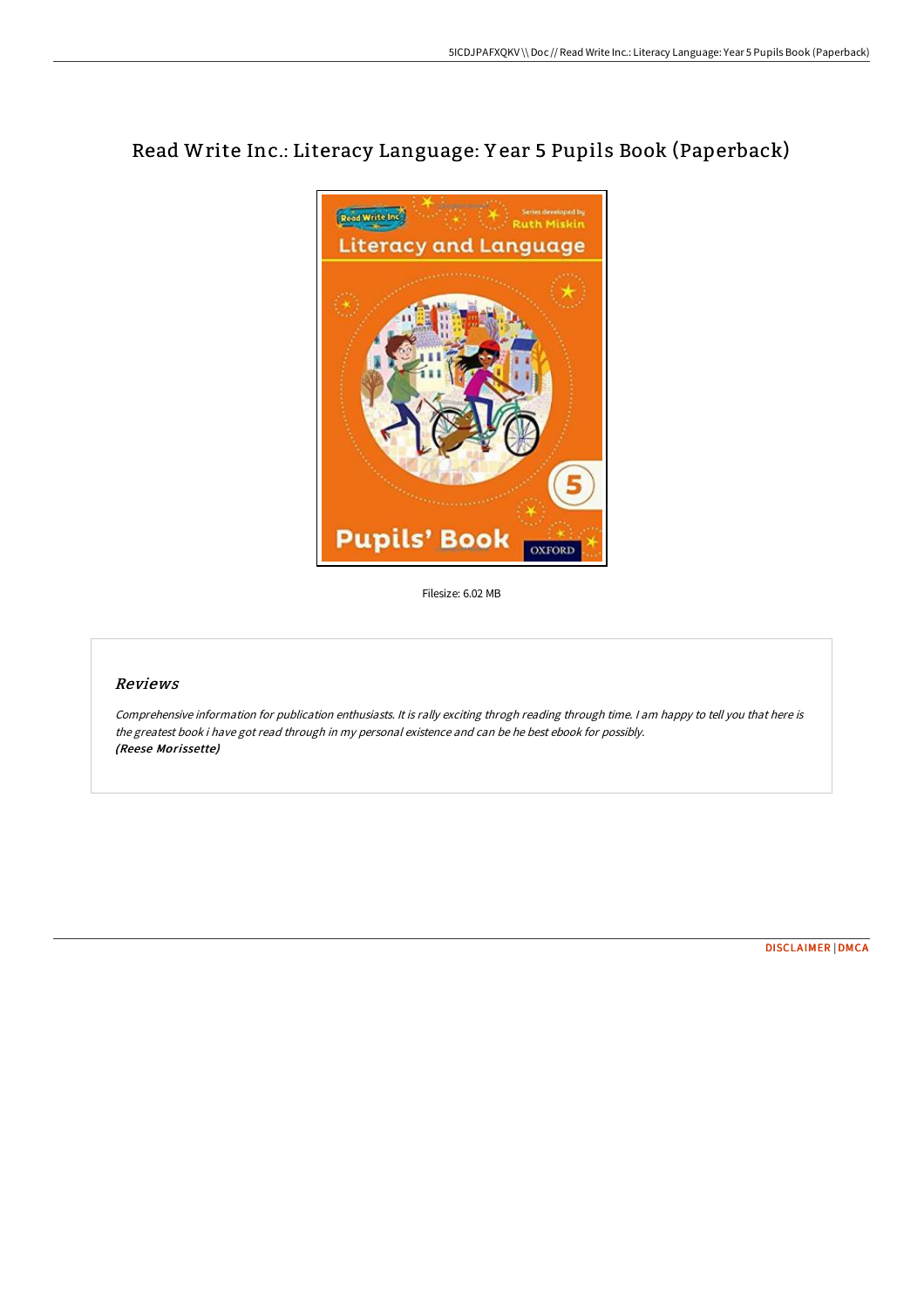# Read Write Inc.: Literacy Language: Year 5 Pupils Book (Paperback)

Filesize: 6.02 MB

## Reviews

*Comprehensive information for publication enthusiasts. It is rally exciting throgh reading through time. I am happy to tell you that here is the greatest book i have got read through in my personal existence and can be he best ebook for possibly.*
***(Reese Morissette)***

DISCLAIMER | DMCA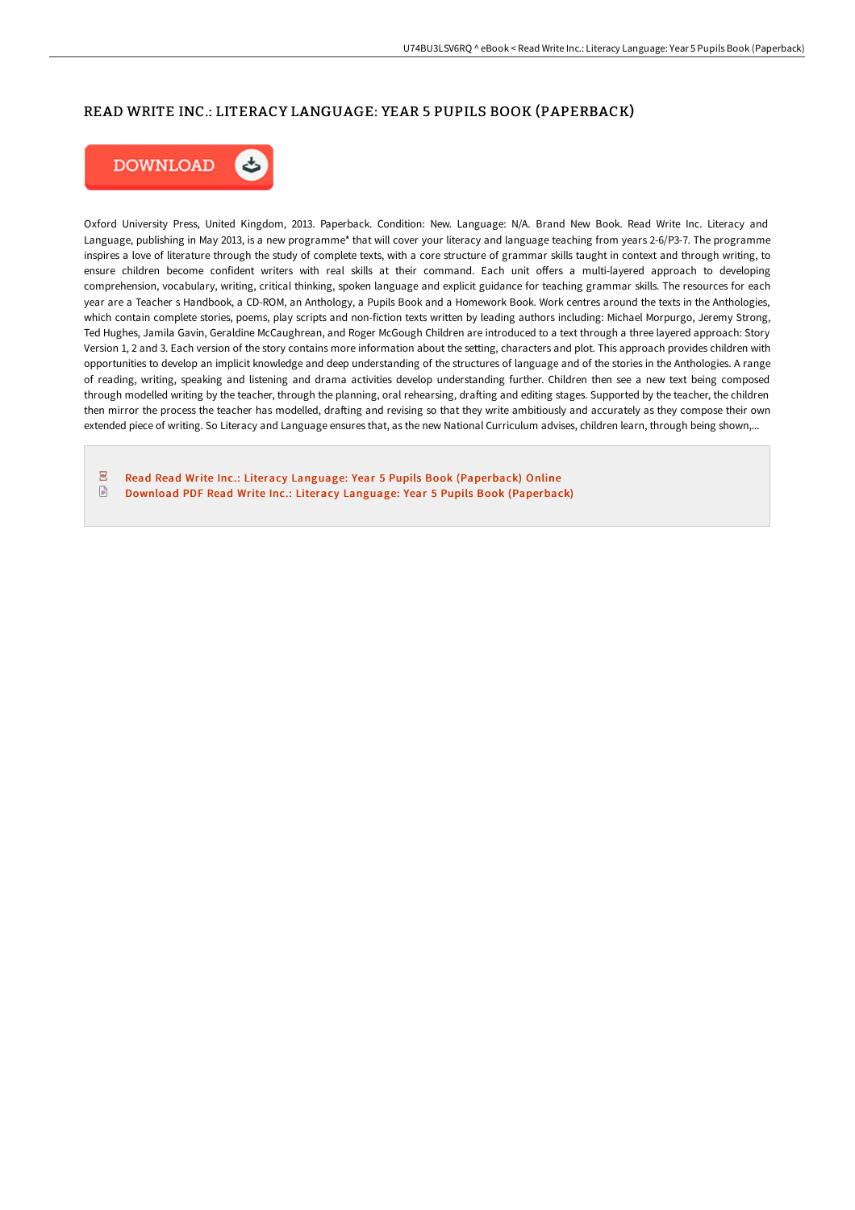# READ WRITE INC.: LITERACY LANGUAGE: YEAR 5 PUPILS BOOK (PAPERBACK)

DOWNLOAD

Oxford University Press, United Kingdom, 2013. Paperback. Condition: New. Language: N/A. Brand New Book. Read Write Inc. Literacy and Language, publishing in May 2013, is a new programme* that will cover your literacy and language teaching from years 2-6/P3-7. The programme inspires a love of literature through the study of complete texts, with a core structure of grammar skills taught in context and through writing, to ensure children become confident writers with real skills at their command. Each unit offers a multi-layered approach to developing comprehension, vocabulary, writing, critical thinking, spoken language and explicit guidance for teaching grammar skills. The resources for each year are a Teacher s Handbook, a CD-ROM, an Anthology, a Pupils Book and a Homework Book. Work centres around the texts in the Anthologies, which contain complete stories, poems, play scripts and non-fiction texts written by leading authors including: Michael Morpurgo, Jeremy Strong, Ted Hughes, Jamila Gavin, Geraldine McCaughrean, and Roger McGough Children are introduced to a text through a three layered approach: Story Version 1, 2 and 3. Each version of the story contains more information about the setting, characters and plot. This approach provides children with opportunities to develop an implicit knowledge and deep understanding of the structures of language and of the stories in the Anthologies. A range of reading, writing, speaking and listening and drama activities develop understanding further. Children then see a new text being composed through modelled writing by the teacher, through the planning, oral rehearsing, drafting and editing stages. Supported by the teacher, the children then mirror the process the teacher has modelled, drafting and revising so that they write ambitiously and accurately as they compose their own extended piece of writing. So Literacy and Language ensures that, as the new National Curriculum advises, children learn, through being shown,...

- Read Read Write Inc.: Literacy Language: Year 5 Pupils Book (Paperback) Online
- Download PDF Read Write Inc.: Literacy Language: Year 5 Pupils Book (Paperback)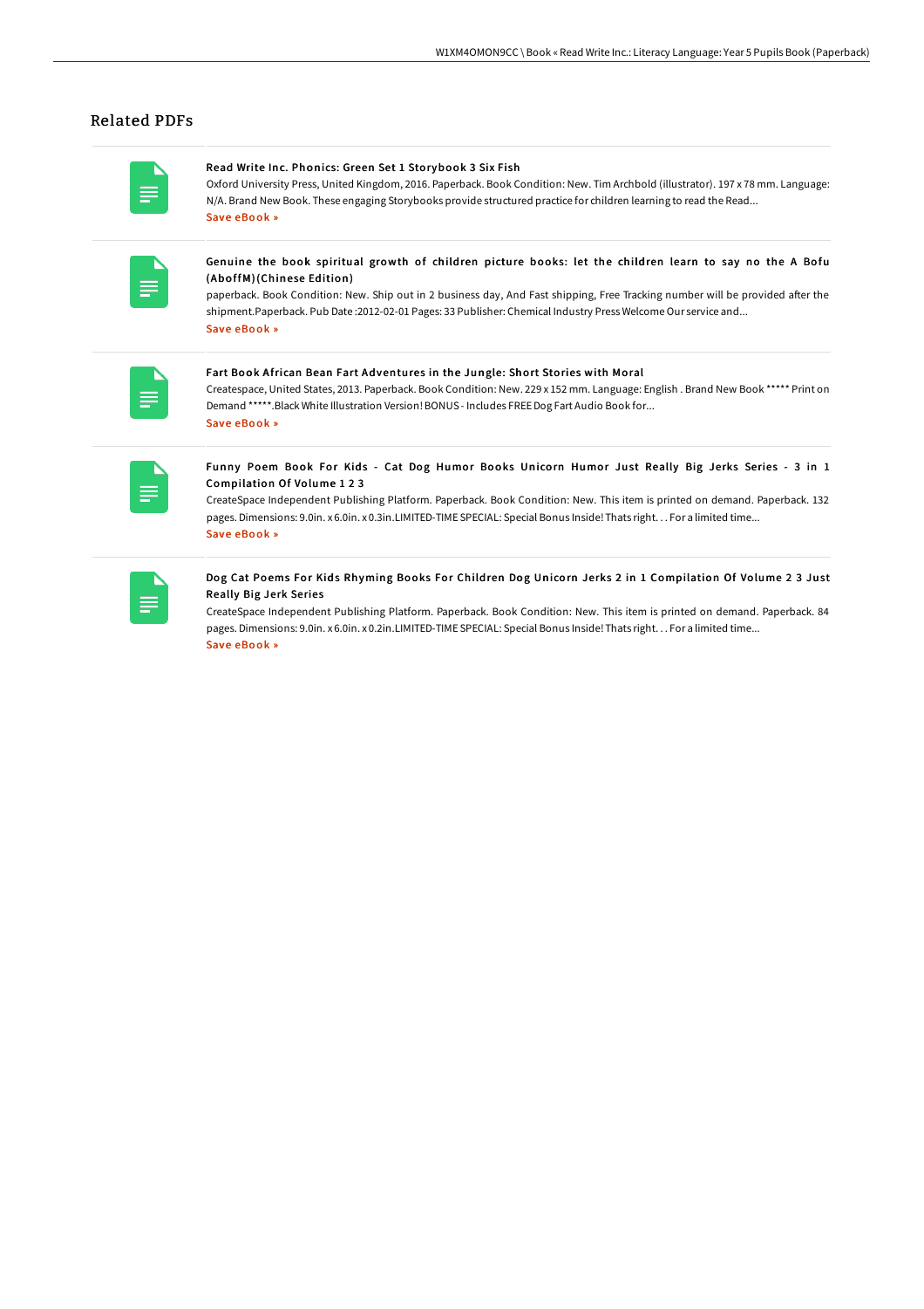## Related PDFs

### Read Write Inc. Phonics: Green Set 1 Storybook 3 Six Fish

Oxford University Press, United Kingdom, 2016. Paperback. Book Condition: New. Tim Archbold (illustrator). 197 x 78 mm. Language: N/A. Brand New Book. These engaging Storybooks provide structured practice for children learning to read the Read...

Save eBook »

### Genuine the book spiritual growth of children picture books: let the children learn to say no the A Bofu (AboffM)(Chinese Edition)

paperback. Book Condition: New. Ship out in 2 business day, And Fast shipping, Free Tracking number will be provided after the shipment.Paperback. Pub Date :2012-02-01 Pages: 33 Publisher: Chemical Industry Press Welcome Our service and...

Save eBook »

### Fart Book African Bean Fart Adventures in the Jungle: Short Stories with Moral

Createspace, United States, 2013. Paperback. Book Condition: New. 229 x 152 mm. Language: English . Brand New Book ***** Print on Demand *****.Black White Illustration Version! BONUS - Includes FREE Dog Fart Audio Book for...

Save eBook »

### Funny Poem Book For Kids - Cat Dog Humor Books Unicorn Humor Just Really Big Jerks Series - 3 in 1 Compilation Of Volume 1 2 3

CreateSpace Independent Publishing Platform. Paperback. Book Condition: New. This item is printed on demand. Paperback. 132 pages. Dimensions: 9.0in. x 6.0in. x 0.3in.LIMITED-TIME SPECIAL: Special Bonus Inside! Thats right. . . For a limited time...

Save eBook »

### Dog Cat Poems For Kids Rhyming Books For Children Dog Unicorn Jerks 2 in 1 Compilation Of Volume 2 3 Just Really Big Jerk Series

CreateSpace Independent Publishing Platform. Paperback. Book Condition: New. This item is printed on demand. Paperback. 84 pages. Dimensions: 9.0in. x 6.0in. x 0.2in.LIMITED-TIME SPECIAL: Special Bonus Inside! Thats right. . . For a limited time...

Save eBook »